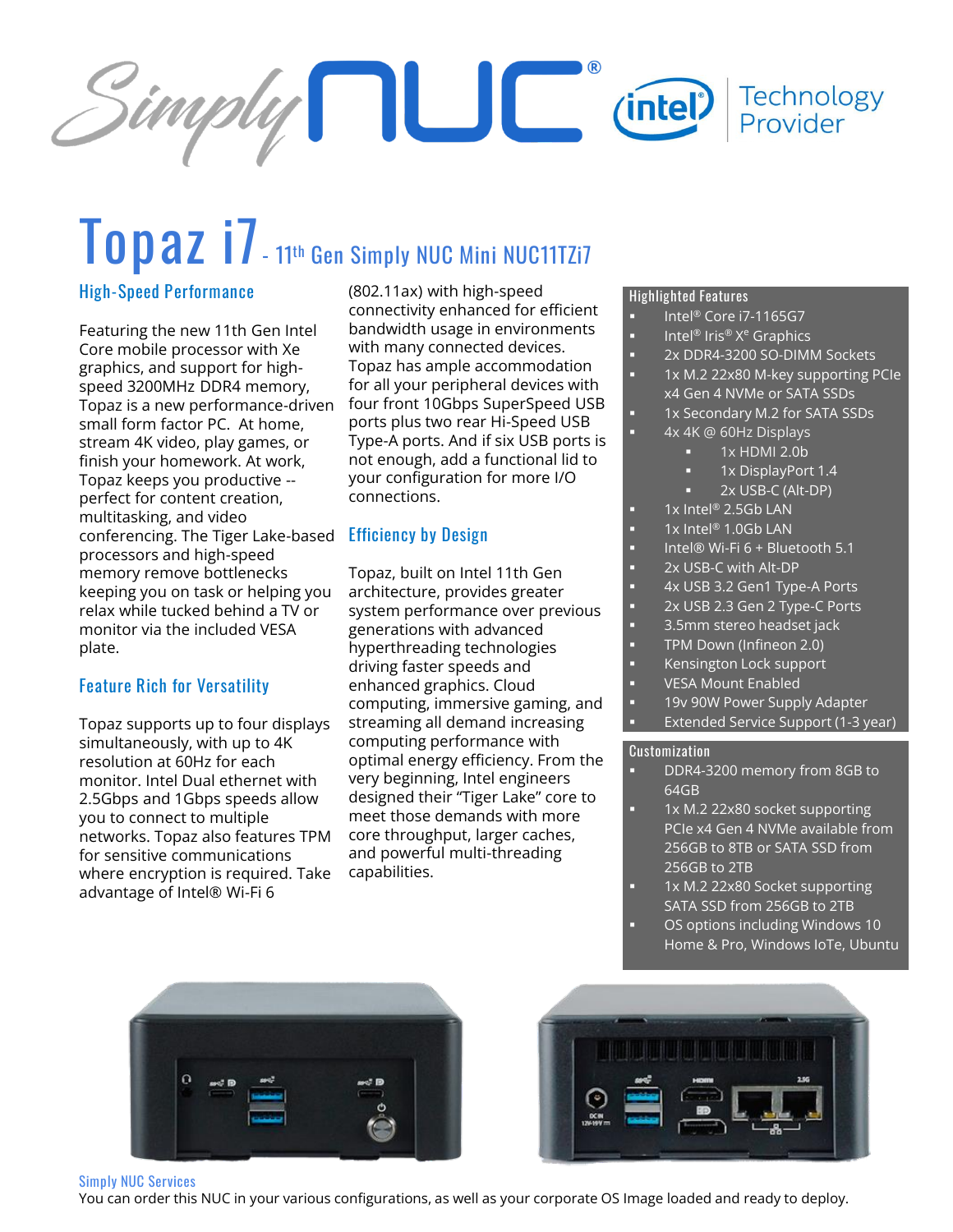# Topaz i7 - 11th Gen Simply NUC Mini NUC11TZi7

## High-Speed Performance

Featuring the new 11th Gen Intel Core mobile processor with Xe graphics, and support for high-speed 3200MHz DDR4 memory, Topaz is a new performance-driven small form factor PC. At home, stream 4K video, play games, or finish your homework. At work, Topaz keeps you productive -- perfect for content creation, multitasking, and video conferencing. The Tiger Lake-based processors and high-speed memory remove bottlenecks keeping you on task or helping you relax while tucked behind a TV or monitor via the included VESA plate.

## Feature Rich for Versatility

Topaz supports up to four displays simultaneously, with up to 4K resolution at 60Hz for each monitor. Intel Dual ethernet with 2.5Gbps and 1Gbps speeds allow you to connect to multiple networks. Topaz also features TPM for sensitive communications where encryption is required. Take advantage of Intel® Wi-Fi 6 (802.11ax) with high-speed connectivity enhanced for efficient bandwidth usage in environments with many connected devices. Topaz has ample accommodation for all your peripheral devices with four front 10Gbps SuperSpeed USB ports plus two rear Hi-Speed USB Type-A ports. And if six USB ports is not enough, add a functional lid to your configuration for more I/O connections.

## Efficiency by Design

Topaz, built on Intel 11th Gen architecture, provides greater system performance over previous generations with advanced hyperthreading technologies driving faster speeds and enhanced graphics. Cloud computing, immersive gaming, and streaming all demand increasing computing performance with optimal energy efficiency. From the very beginning, Intel engineers designed their "Tiger Lake" core to meet those demands with more core throughput, larger caches, and powerful multi-threading capabilities.

## Highlighted Features

- Intel® Core i7-1165G7
- Intel® Iris® Xe Graphics
- 2x DDR4-3200 SO-DIMM Sockets
- 1x M.2 22x80 M-key supporting PCIe x4 Gen 4 NVMe or SATA SSDs
- 1x Secondary M.2 for SATA SSDs
- 4x 4K @ 60Hz Displays
  - 1x HDMI 2.0b
  - 1x DisplayPort 1.4
  - 2x USB-C (Alt-DP)
- 1x Intel® 2.5Gb LAN
- 1x Intel® 1.0Gb LAN
- Intel® Wi-Fi 6 + Bluetooth 5.1
- 2x USB-C with Alt-DP
- 4x USB 3.2 Gen1 Type-A Ports
- 2x USB 2.3 Gen 2 Type-C Ports
- 3.5mm stereo headset jack
- TPM Down (Infineon 2.0)
- Kensington Lock support
- VESA Mount Enabled
- 19v 90W Power Supply Adapter
- Extended Service Support (1-3 year)

## Customization

- DDR4-3200 memory from 8GB to 64GB
- 1x M.2 22x80 socket supporting PCIe x4 Gen 4 NVMe available from 256GB to 8TB or SATA SSD from 256GB to 2TB
- 1x M.2 22x80 Socket supporting SATA SSD from 256GB to 2TB
- OS options including Windows 10 Home & Pro, Windows IoTe, Ubuntu

## Simply NUC Services

You can order this NUC in your various configurations, as well as your corporate OS Image loaded and ready to deploy.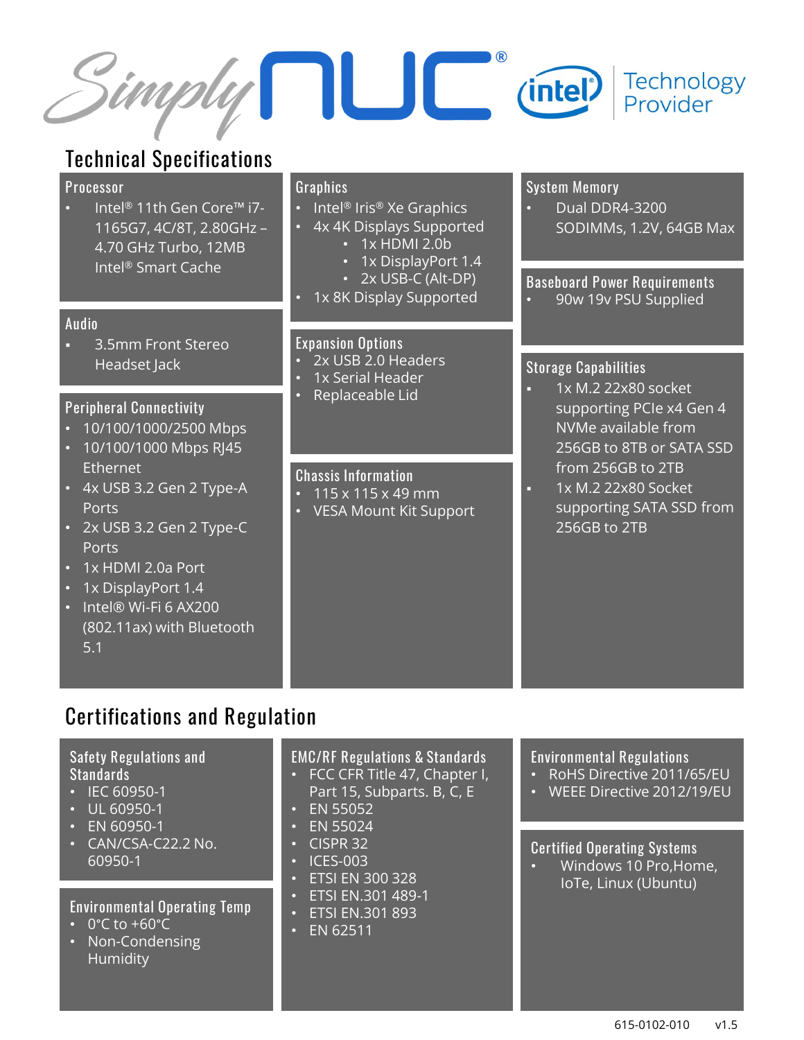Simply NUC® intel® Technology Provider

## Technical Specifications

### Processor
- Intel® 11th Gen Core™ i7-1165G7, 4C/8T, 2.80GHz – 4.70 GHz Turbo, 12MB Intel® Smart Cache

### Audio
- 3.5mm Front Stereo Headset Jack

### Peripheral Connectivity
- 10/100/1000/2500 Mbps
- 10/100/1000 Mbps RJ45 Ethernet
- 4x USB 3.2 Gen 2 Type-A Ports
- 2x USB 3.2 Gen 2 Type-C Ports
- 1x HDMI 2.0a Port
- 1x DisplayPort 1.4
- Intel® Wi-Fi 6 AX200 (802.11ax) with Bluetooth 5.1

### Graphics
- Intel® Iris® Xe Graphics
- 4x 4K Displays Supported
  - 1x HDMI 2.0b
  - 1x DisplayPort 1.4
  - 2x USB-C (Alt-DP)
- 1x 8K Display Supported

### Expansion Options
- 2x USB 2.0 Headers
- 1x Serial Header
- Replaceable Lid

### Chassis Information
- 115 x 115 x 49 mm
- VESA Mount Kit Support

### System Memory
- Dual DDR4-3200 SODIMMs, 1.2V, 64GB Max

### Baseboard Power Requirements
- 90w 19v PSU Supplied

### Storage Capabilities
- 1x M.2 22x80 socket supporting PCIe x4 Gen 4 NVMe available from 256GB to 8TB or SATA SSD from 256GB to 2TB
- 1x M.2 22x80 Socket supporting SATA SSD from 256GB to 2TB

## Certifications and Regulation

### Safety Regulations and Standards
- IEC 60950-1
- UL 60950-1
- EN 60950-1
- CAN/CSA-C22.2 No. 60950-1

### Environmental Operating Temp
- 0°C to +60°C
- Non-Condensing Humidity

### EMC/RF Regulations & Standards
- FCC CFR Title 47, Chapter I, Part 15, Subparts. B, C, E
- EN 55052
- EN 55024
- CISPR 32
- ICES-003
- ETSI EN 300 328
- ETSI EN.301 489-1
- ETSI EN.301 893
- EN 62511

### Environmental Regulations
- RoHS Directive 2011/65/EU
- WEEE Directive 2012/19/EU

### Certified Operating Systems
- Windows 10 Pro,Home, IoTe, Linux (Ubuntu)

615-0102-010 v1.5